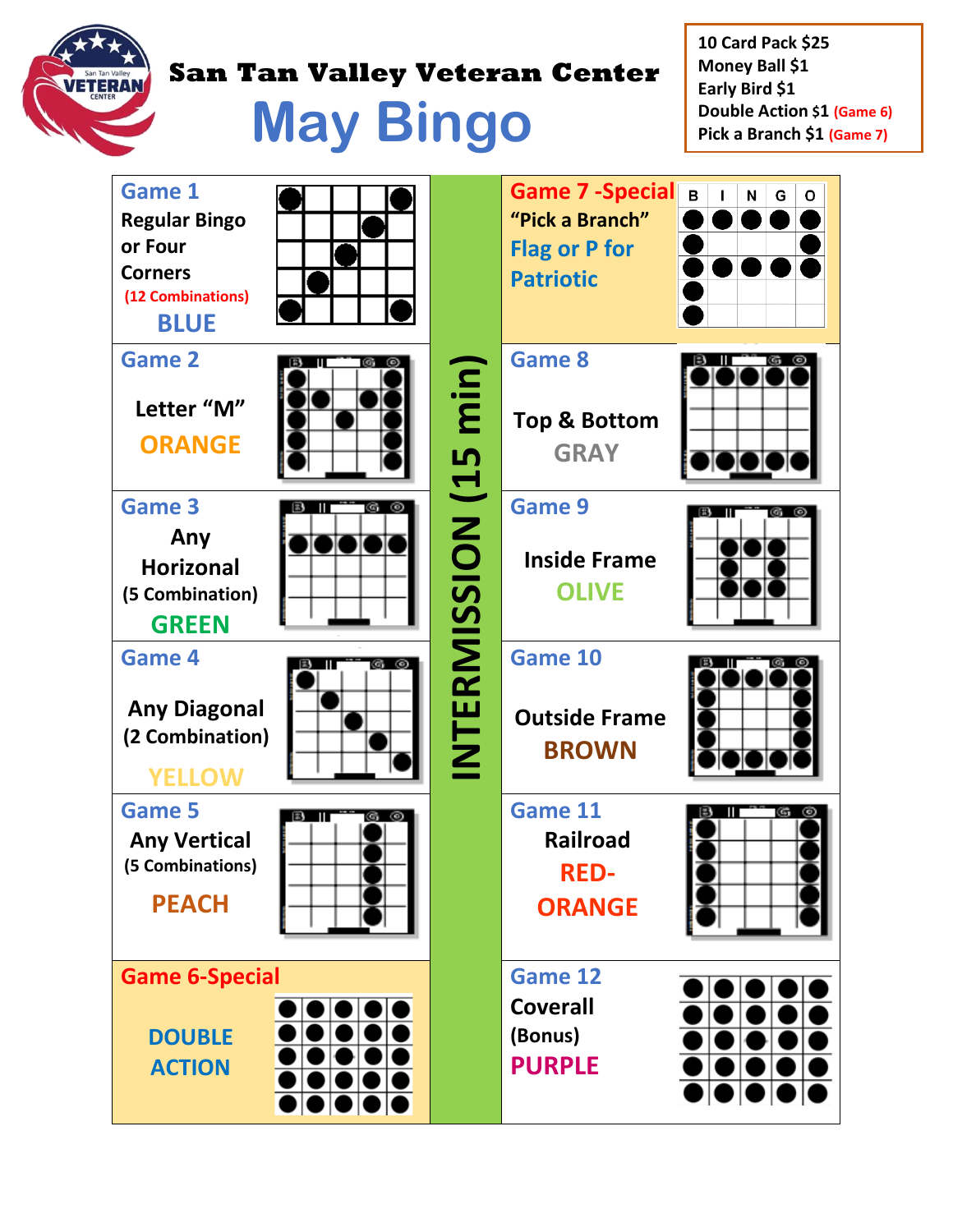# San Tan Valley Veteran Center

## May Bingo

- 10 Card Pack $25
- Money Ball $1
- Early Bird $1
- Double Action $1 (Game 6)
- Pick a Branch $1 (Game 7)

**Game 1**
Regular Bingo or Four Corners
(12 Combinations)
BLUE

**Game 2**
Letter "M"
ORANGE

**Game 3**
Any Horizonal
(5 Combination)
GREEN

**Game 4**
Any Diagonal
(2 Combination)
YELLOW

**Game 5**
Any Vertical
(5 Combinations)
PEACH

**Game 6-Special**
DOUBLE ACTION

**INTERMISSION (15 min)**

**Game 7 -Special**
"Pick a Branch"
Flag or P for Patriotic

**Game 8**
Top & Bottom
GRAY

**Game 9**
Inside Frame
OLIVE

**Game 10**
Outside Frame
BROWN

**Game 11**
Railroad
RED-ORANGE

**Game 12**
Coverall
(Bonus)
PURPLE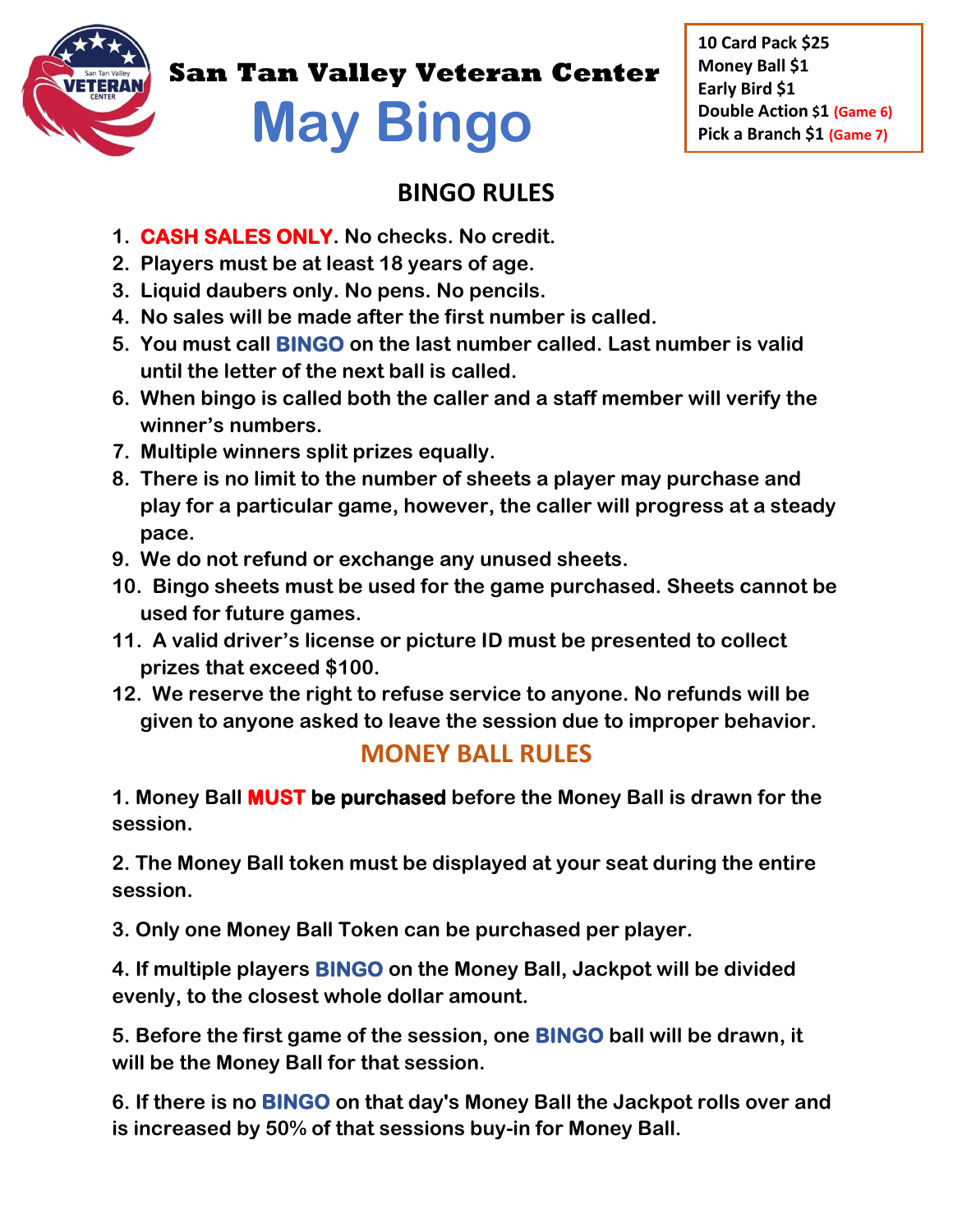# San Tan Valley Veteran Center

# May Bingo

10 Card Pack $25
Money Ball $1
Early Bird $1
Double Action $1 (Game 6)
Pick a Branch $1 (Game 7)

## BINGO RULES

1. **CASH SALES ONLY**. No checks. No credit.
2. Players must be at least 18 years of age.
3. Liquid daubers only. No pens. No pencils.
4. No sales will be made after the first number is called.
5. You must call **BINGO** on the last number called. Last number is valid until the letter of the next ball is called.
6. When bingo is called both the caller and a staff member will verify the winner's numbers.
7. Multiple winners split prizes equally.
8. There is no limit to the number of sheets a player may purchase and play for a particular game, however, the caller will progress at a steady pace.
9. We do not refund or exchange any unused sheets.
10. Bingo sheets must be used for the game purchased. Sheets cannot be used for future games.
11. A valid driver's license or picture ID must be presented to collect prizes that exceed $100.
12. We reserve the right to refuse service to anyone. No refunds will be given to anyone asked to leave the session due to improper behavior.

## MONEY BALL RULES

1. Money Ball **MUST be purchased** before the Money Ball is drawn for the session.

2. The Money Ball token must be displayed at your seat during the entire session.

3. Only one Money Ball Token can be purchased per player.

4. If multiple players **BINGO** on the Money Ball, Jackpot will be divided evenly, to the closest whole dollar amount.

5. Before the first game of the session, one **BINGO** ball will be drawn, it will be the Money Ball for that session.

6. If there is no **BINGO** on that day's Money Ball the Jackpot rolls over and is increased by 50% of that sessions buy-in for Money Ball.